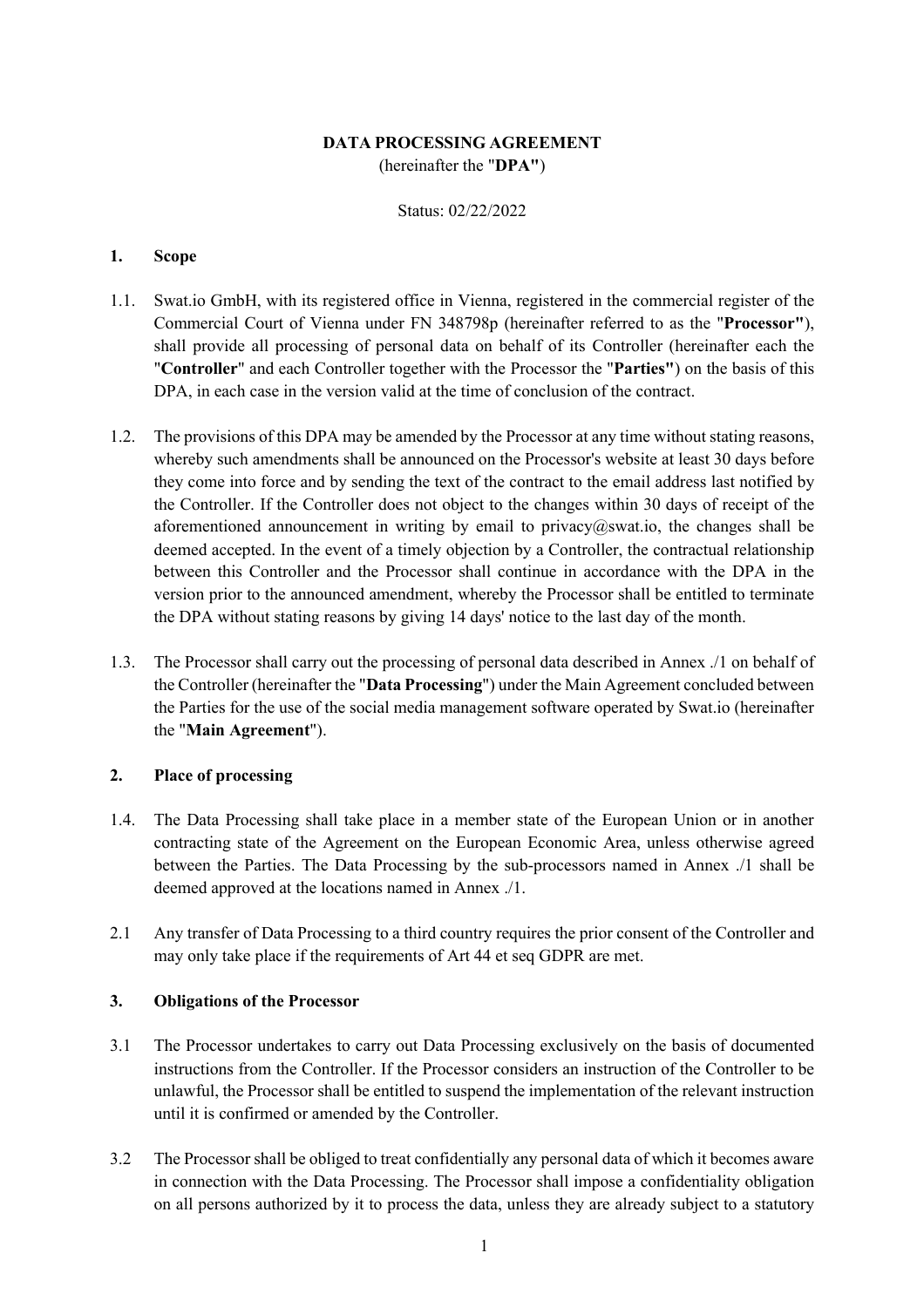**DATA PROCESSING AGREEMENT**

(hereinafter the "**DPA"**)

Status: 02/22/2022

## 1. Scope

1.1. Swat.io GmbH, with its registered office in Vienna, registered in the commercial register of the Commercial Court of Vienna under FN 348798p (hereinafter referred to as the "**Processor"**), shall provide all processing of personal data on behalf of its Controller (hereinafter each the "**Controller**" and each Controller together with the Processor the "**Parties"**) on the basis of this DPA, in each case in the version valid at the time of conclusion of the contract.

1.2. The provisions of this DPA may be amended by the Processor at any time without stating reasons, whereby such amendments shall be announced on the Processor's website at least 30 days before they come into force and by sending the text of the contract to the email address last notified by the Controller. If the Controller does not object to the changes within 30 days of receipt of the aforementioned announcement in writing by email to privacy@swat.io, the changes shall be deemed accepted. In the event of a timely objection by a Controller, the contractual relationship between this Controller and the Processor shall continue in accordance with the DPA in the version prior to the announced amendment, whereby the Processor shall be entitled to terminate the DPA without stating reasons by giving 14 days' notice to the last day of the month.

1.3. The Processor shall carry out the processing of personal data described in Annex ./1 on behalf of the Controller (hereinafter the "**Data Processing**") under the Main Agreement concluded between the Parties for the use of the social media management software operated by Swat.io (hereinafter the "**Main Agreement**").

## 2. Place of processing

1.4. The Data Processing shall take place in a member state of the European Union or in another contracting state of the Agreement on the European Economic Area, unless otherwise agreed between the Parties. The Data Processing by the sub-processors named in Annex ./1 shall be deemed approved at the locations named in Annex ./1.

2.1 Any transfer of Data Processing to a third country requires the prior consent of the Controller and may only take place if the requirements of Art 44 et seq GDPR are met.

## 3. Obligations of the Processor

3.1 The Processor undertakes to carry out Data Processing exclusively on the basis of documented instructions from the Controller. If the Processor considers an instruction of the Controller to be unlawful, the Processor shall be entitled to suspend the implementation of the relevant instruction until it is confirmed or amended by the Controller.

3.2 The Processor shall be obliged to treat confidentially any personal data of which it becomes aware in connection with the Data Processing. The Processor shall impose a confidentiality obligation on all persons authorized by it to process the data, unless they are already subject to a statutory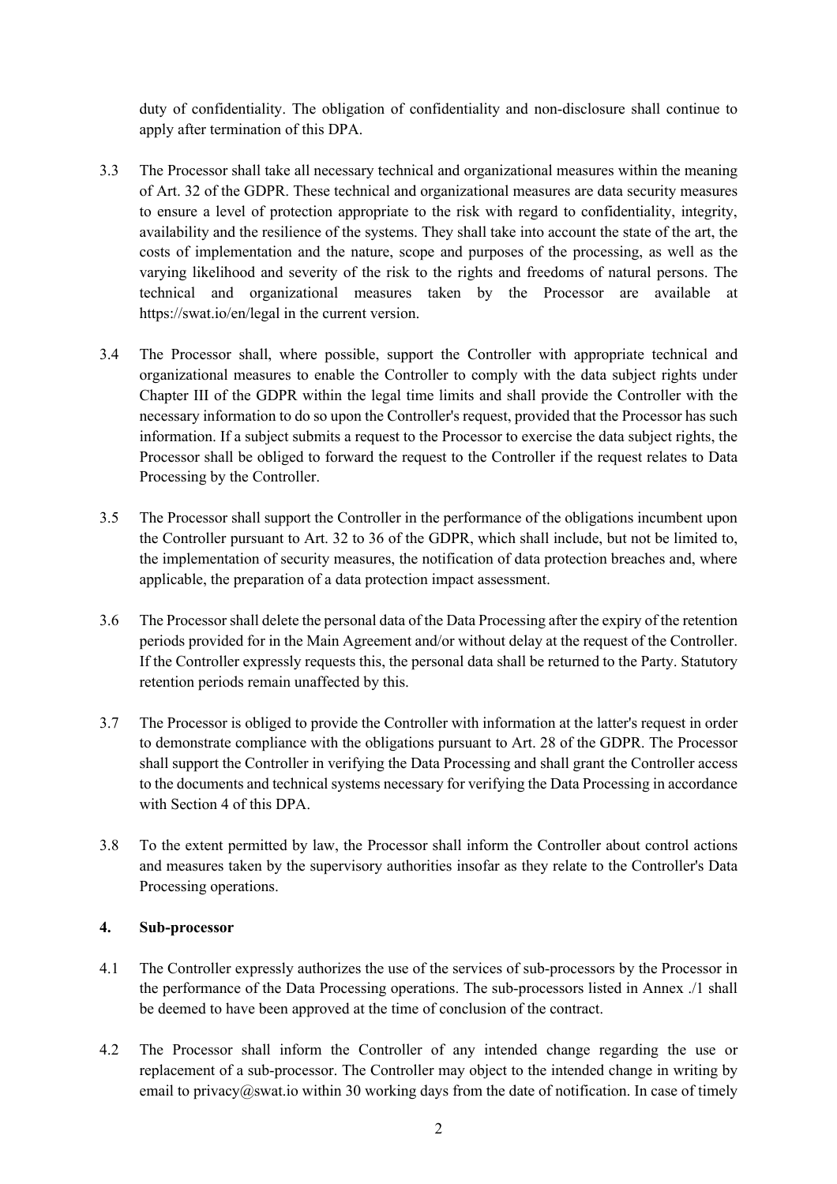duty of confidentiality. The obligation of confidentiality and non-disclosure shall continue to apply after termination of this DPA.

3.3 The Processor shall take all necessary technical and organizational measures within the meaning of Art. 32 of the GDPR. These technical and organizational measures are data security measures to ensure a level of protection appropriate to the risk with regard to confidentiality, integrity, availability and the resilience of the systems. They shall take into account the state of the art, the costs of implementation and the nature, scope and purposes of the processing, as well as the varying likelihood and severity of the risk to the rights and freedoms of natural persons. The technical and organizational measures taken by the Processor are available at https://swat.io/en/legal in the current version.

3.4 The Processor shall, where possible, support the Controller with appropriate technical and organizational measures to enable the Controller to comply with the data subject rights under Chapter III of the GDPR within the legal time limits and shall provide the Controller with the necessary information to do so upon the Controller's request, provided that the Processor has such information. If a subject submits a request to the Processor to exercise the data subject rights, the Processor shall be obliged to forward the request to the Controller if the request relates to Data Processing by the Controller.

3.5 The Processor shall support the Controller in the performance of the obligations incumbent upon the Controller pursuant to Art. 32 to 36 of the GDPR, which shall include, but not be limited to, the implementation of security measures, the notification of data protection breaches and, where applicable, the preparation of a data protection impact assessment.

3.6 The Processor shall delete the personal data of the Data Processing after the expiry of the retention periods provided for in the Main Agreement and/or without delay at the request of the Controller. If the Controller expressly requests this, the personal data shall be returned to the Party. Statutory retention periods remain unaffected by this.

3.7 The Processor is obliged to provide the Controller with information at the latter's request in order to demonstrate compliance with the obligations pursuant to Art. 28 of the GDPR. The Processor shall support the Controller in verifying the Data Processing and shall grant the Controller access to the documents and technical systems necessary for verifying the Data Processing in accordance with Section 4 of this DPA.

3.8 To the extent permitted by law, the Processor shall inform the Controller about control actions and measures taken by the supervisory authorities insofar as they relate to the Controller's Data Processing operations.

## 4. Sub-processor

4.1 The Controller expressly authorizes the use of the services of sub-processors by the Processor in the performance of the Data Processing operations. The sub-processors listed in Annex ./1 shall be deemed to have been approved at the time of conclusion of the contract.

4.2 The Processor shall inform the Controller of any intended change regarding the use or replacement of a sub-processor. The Controller may object to the intended change in writing by email to privacy@swat.io within 30 working days from the date of notification. In case of timely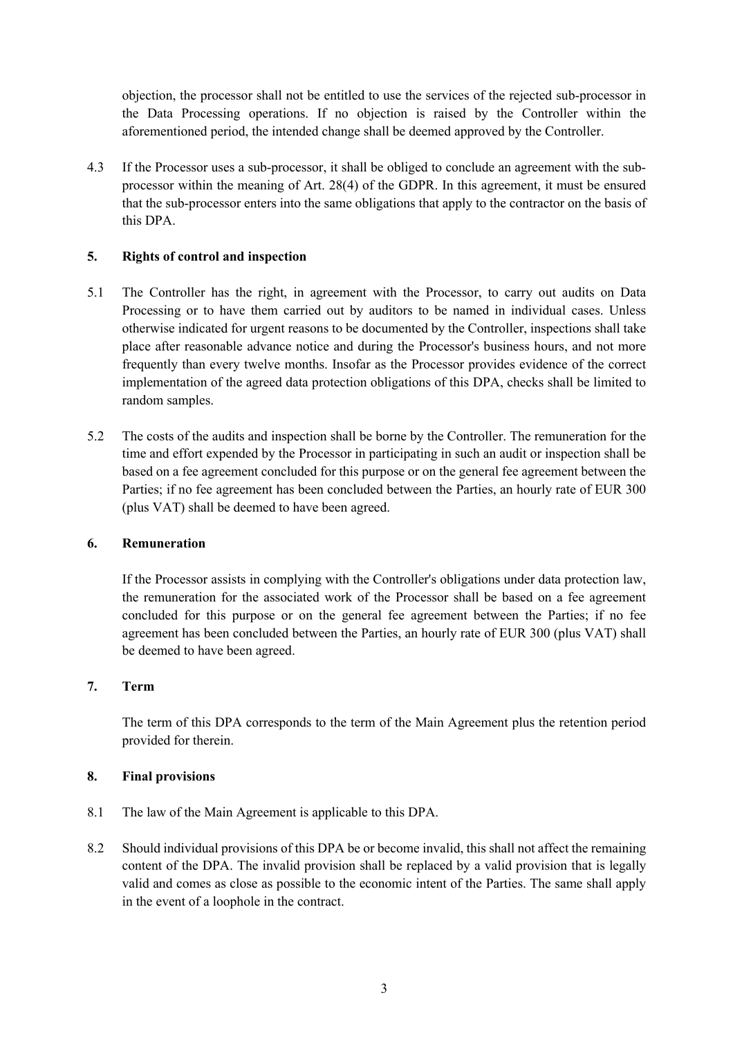objection, the processor shall not be entitled to use the services of the rejected sub-processor in the Data Processing operations. If no objection is raised by the Controller within the aforementioned period, the intended change shall be deemed approved by the Controller.

4.3 If the Processor uses a sub-processor, it shall be obliged to conclude an agreement with the sub-processor within the meaning of Art. 28(4) of the GDPR. In this agreement, it must be ensured that the sub-processor enters into the same obligations that apply to the contractor on the basis of this DPA.

## 5. Rights of control and inspection

5.1 The Controller has the right, in agreement with the Processor, to carry out audits on Data Processing or to have them carried out by auditors to be named in individual cases. Unless otherwise indicated for urgent reasons to be documented by the Controller, inspections shall take place after reasonable advance notice and during the Processor's business hours, and not more frequently than every twelve months. Insofar as the Processor provides evidence of the correct implementation of the agreed data protection obligations of this DPA, checks shall be limited to random samples.

5.2 The costs of the audits and inspection shall be borne by the Controller. The remuneration for the time and effort expended by the Processor in participating in such an audit or inspection shall be based on a fee agreement concluded for this purpose or on the general fee agreement between the Parties; if no fee agreement has been concluded between the Parties, an hourly rate of EUR 300 (plus VAT) shall be deemed to have been agreed.

## 6. Remuneration

If the Processor assists in complying with the Controller's obligations under data protection law, the remuneration for the associated work of the Processor shall be based on a fee agreement concluded for this purpose or on the general fee agreement between the Parties; if no fee agreement has been concluded between the Parties, an hourly rate of EUR 300 (plus VAT) shall be deemed to have been agreed.

## 7. Term

The term of this DPA corresponds to the term of the Main Agreement plus the retention period provided for therein.

## 8. Final provisions

8.1 The law of the Main Agreement is applicable to this DPA.

8.2 Should individual provisions of this DPA be or become invalid, this shall not affect the remaining content of the DPA. The invalid provision shall be replaced by a valid provision that is legally valid and comes as close as possible to the economic intent of the Parties. The same shall apply in the event of a loophole in the contract.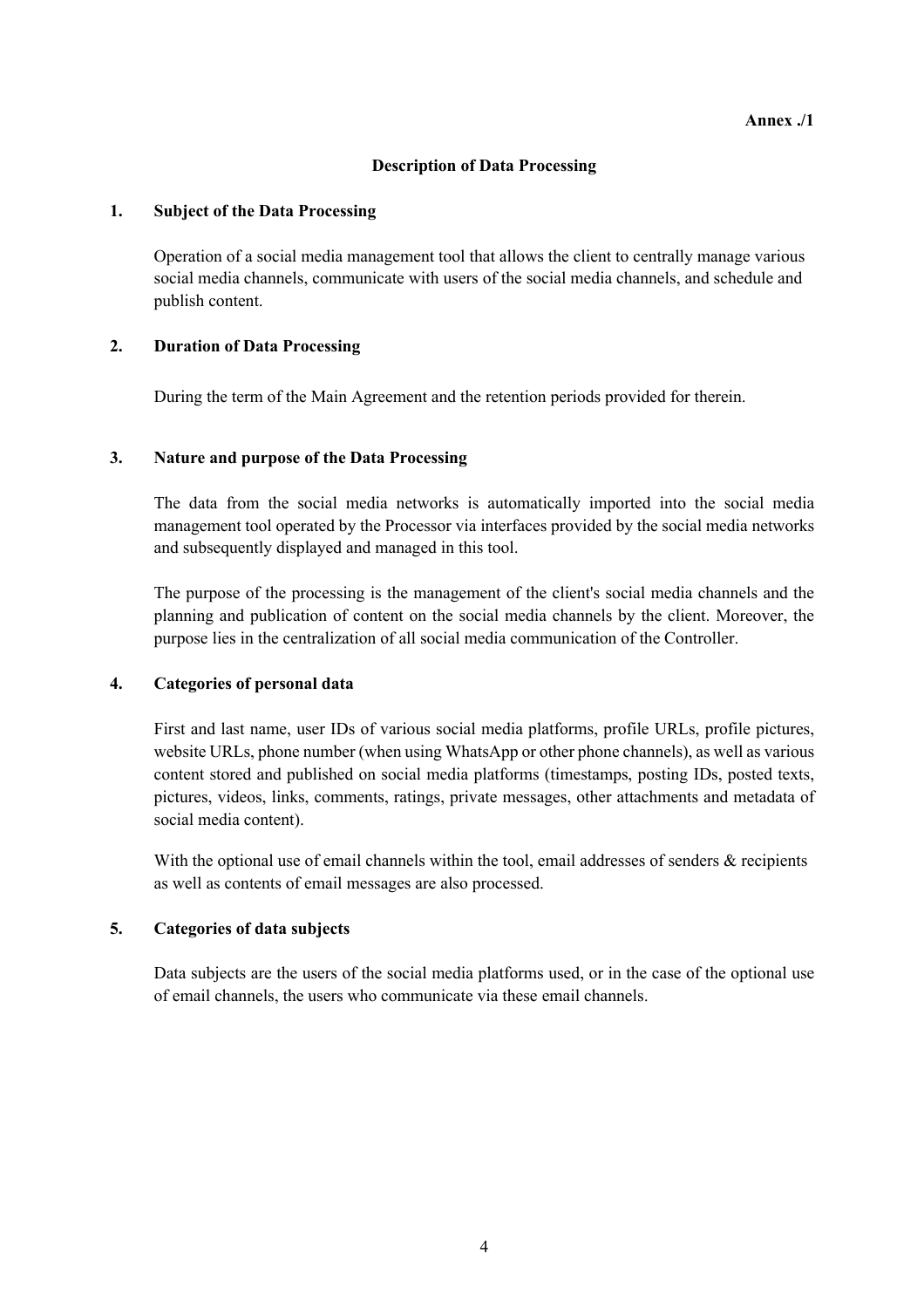**Annex ./1**

## Description of Data Processing

### 1. Subject of the Data Processing

Operation of a social media management tool that allows the client to centrally manage various social media channels, communicate with users of the social media channels, and schedule and publish content.

### 2. Duration of Data Processing

During the term of the Main Agreement and the retention periods provided for therein.

### 3. Nature and purpose of the Data Processing

The data from the social media networks is automatically imported into the social media management tool operated by the Processor via interfaces provided by the social media networks and subsequently displayed and managed in this tool.

The purpose of the processing is the management of the client's social media channels and the planning and publication of content on the social media channels by the client. Moreover, the purpose lies in the centralization of all social media communication of the Controller.

### 4. Categories of personal data

First and last name, user IDs of various social media platforms, profile URLs, profile pictures, website URLs, phone number (when using WhatsApp or other phone channels), as well as various content stored and published on social media platforms (timestamps, posting IDs, posted texts, pictures, videos, links, comments, ratings, private messages, other attachments and metadata of social media content).

With the optional use of email channels within the tool, email addresses of senders & recipients as well as contents of email messages are also processed.

### 5. Categories of data subjects

Data subjects are the users of the social media platforms used, or in the case of the optional use of email channels, the users who communicate via these email channels.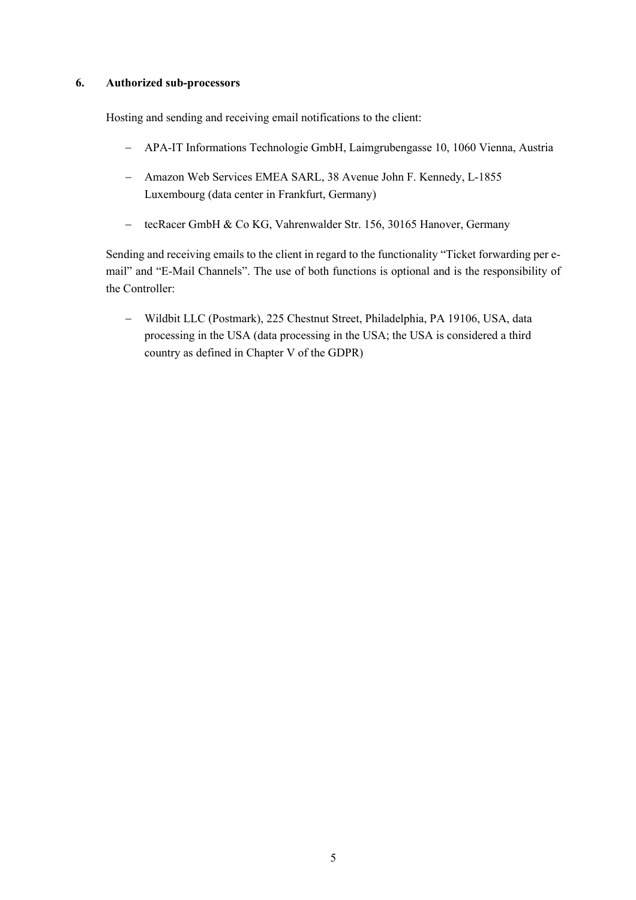## 6. Authorized sub-processors

Hosting and sending and receiving email notifications to the client:

- APA-IT Informations Technologie GmbH, Laimgrubengasse 10, 1060 Vienna, Austria
- Amazon Web Services EMEA SARL, 38 Avenue John F. Kennedy, L-1855 Luxembourg (data center in Frankfurt, Germany)
- tecRacer GmbH & Co KG, Vahrenwalder Str. 156, 30165 Hanover, Germany

Sending and receiving emails to the client in regard to the functionality "Ticket forwarding per e-mail" and "E-Mail Channels". The use of both functions is optional and is the responsibility of the Controller:

- Wildbit LLC (Postmark), 225 Chestnut Street, Philadelphia, PA 19106, USA, data processing in the USA (data processing in the USA; the USA is considered a third country as defined in Chapter V of the GDPR)